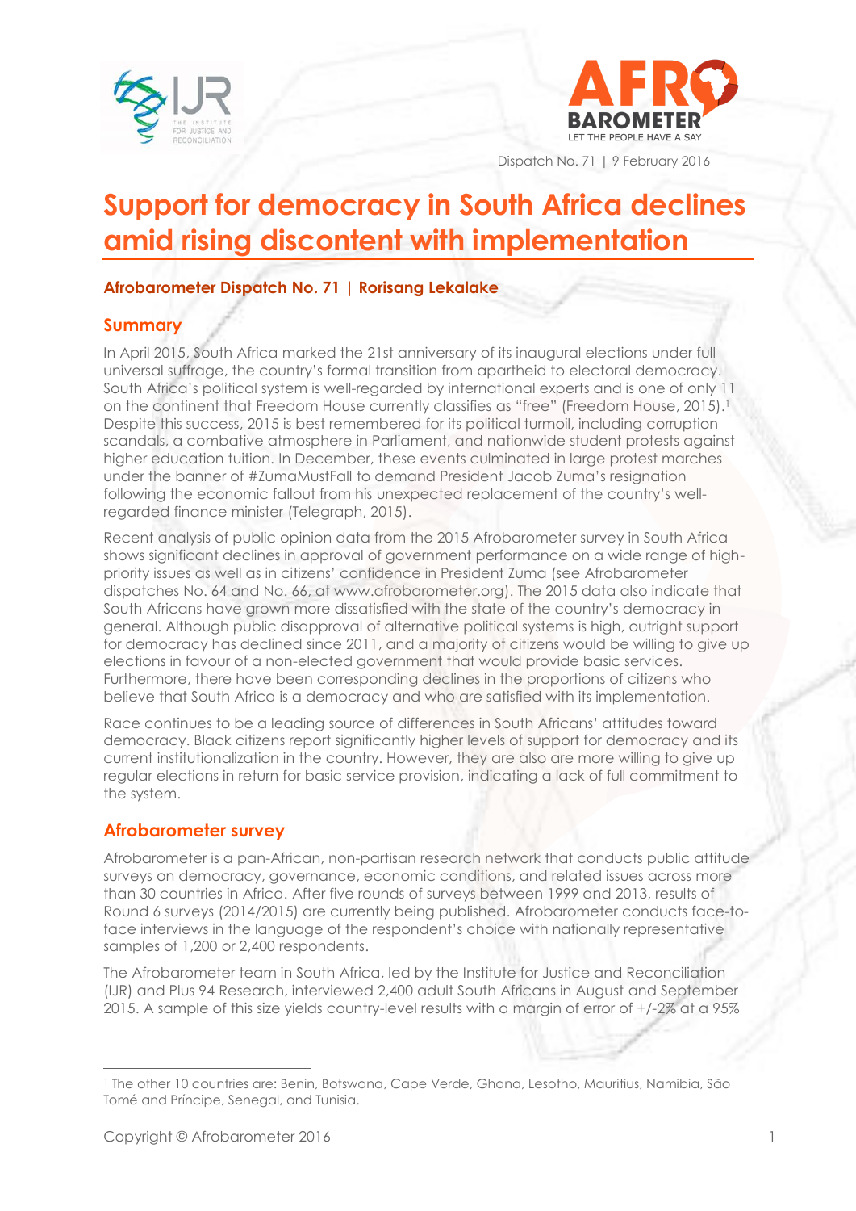Dispatch No. 71 | 9 February 2016

# Support for democracy in South Africa declines amid rising discontent with implementation

**Afrobarometer Dispatch No. 71 | Rorisang Lekalake**

## Summary

In April 2015, South Africa marked the 21st anniversary of its inaugural elections under full universal suffrage, the country's formal transition from apartheid to electoral democracy. South Africa's political system is well-regarded by international experts and is one of only 11 on the continent that Freedom House currently classifies as "free" (Freedom House, 2015).[1] Despite this success, 2015 is best remembered for its political turmoil, including corruption scandals, a combative atmosphere in Parliament, and nationwide student protests against higher education tuition. In December, these events culminated in large protest marches under the banner of #ZumaMustFall to demand President Jacob Zuma's resignation following the economic fallout from his unexpected replacement of the country's well-regarded finance minister (Telegraph, 2015).

Recent analysis of public opinion data from the 2015 Afrobarometer survey in South Africa shows significant declines in approval of government performance on a wide range of high-priority issues as well as in citizens' confidence in President Zuma (see Afrobarometer dispatches No. 64 and No. 66, at www.afrobarometer.org). The 2015 data also indicate that South Africans have grown more dissatisfied with the state of the country's democracy in general. Although public disapproval of alternative political systems is high, outright support for democracy has declined since 2011, and a majority of citizens would be willing to give up elections in favour of a non-elected government that would provide basic services. Furthermore, there have been corresponding declines in the proportions of citizens who believe that South Africa is a democracy and who are satisfied with its implementation.

Race continues to be a leading source of differences in South Africans' attitudes toward democracy. Black citizens report significantly higher levels of support for democracy and its current institutionalization in the country. However, they are also are more willing to give up regular elections in return for basic service provision, indicating a lack of full commitment to the system.

## Afrobarometer survey

Afrobarometer is a pan-African, non-partisan research network that conducts public attitude surveys on democracy, governance, economic conditions, and related issues across more than 30 countries in Africa. After five rounds of surveys between 1999 and 2013, results of Round 6 surveys (2014/2015) are currently being published. Afrobarometer conducts face-to-face interviews in the language of the respondent's choice with nationally representative samples of 1,200 or 2,400 respondents.

The Afrobarometer team in South Africa, led by the Institute for Justice and Reconciliation (IJR) and Plus 94 Research, interviewed 2,400 adult South Africans in August and September 2015. A sample of this size yields country-level results with a margin of error of +/-2% at a 95%

---

[1] The other 10 countries are: Benin, Botswana, Cape Verde, Ghana, Lesotho, Mauritius, Namibia, São Tomé and Príncipe, Senegal, and Tunisia.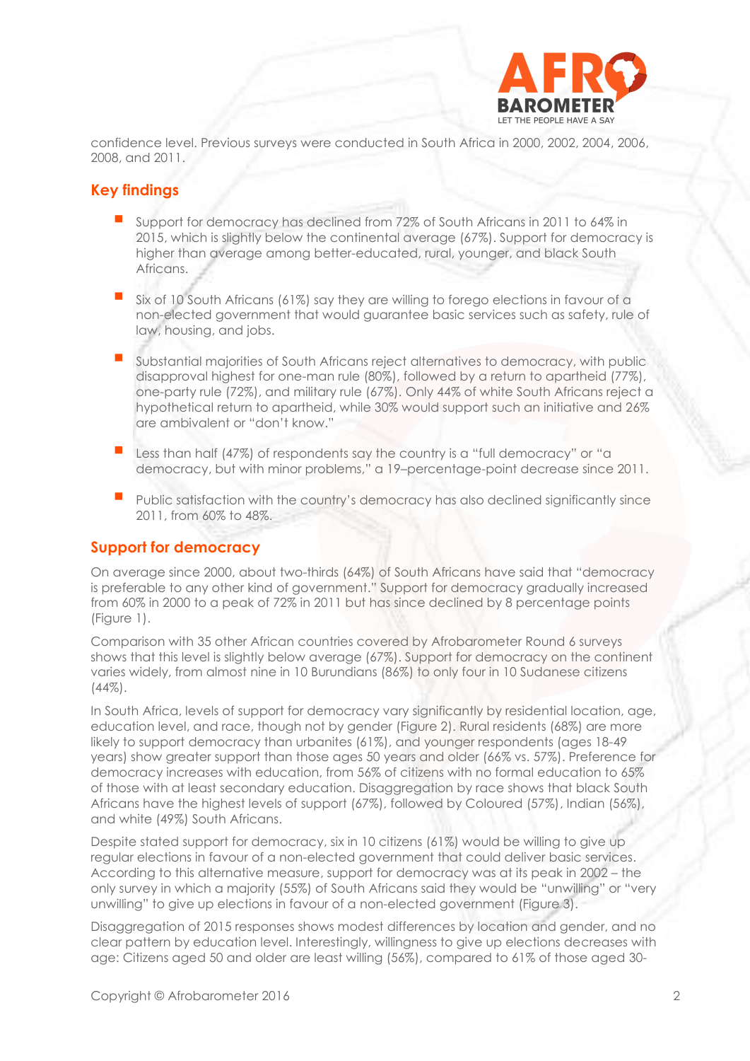confidence level. Previous surveys were conducted in South Africa in 2000, 2002, 2004, 2006, 2008, and 2011.

## Key findings

- Support for democracy has declined from 72% of South Africans in 2011 to 64% in 2015, which is slightly below the continental average (67%). Support for democracy is higher than average among better-educated, rural, younger, and black South Africans.
- Six of 10 South Africans (61%) say they are willing to forego elections in favour of a non-elected government that would guarantee basic services such as safety, rule of law, housing, and jobs.
- Substantial majorities of South Africans reject alternatives to democracy, with public disapproval highest for one-man rule (80%), followed by a return to apartheid (77%), one-party rule (72%), and military rule (67%). Only 44% of white South Africans reject a hypothetical return to apartheid, while 30% would support such an initiative and 26% are ambivalent or "don't know."
- Less than half (47%) of respondents say the country is a "full democracy" or "a democracy, but with minor problems," a 19–percentage-point decrease since 2011.
- Public satisfaction with the country's democracy has also declined significantly since 2011, from 60% to 48%.

## Support for democracy

On average since 2000, about two-thirds (64%) of South Africans have said that "democracy is preferable to any other kind of government." Support for democracy gradually increased from 60% in 2000 to a peak of 72% in 2011 but has since declined by 8 percentage points (Figure 1).

Comparison with 35 other African countries covered by Afrobarometer Round 6 surveys shows that this level is slightly below average (67%). Support for democracy on the continent varies widely, from almost nine in 10 Burundians (86%) to only four in 10 Sudanese citizens (44%).

In South Africa, levels of support for democracy vary significantly by residential location, age, education level, and race, though not by gender (Figure 2). Rural residents (68%) are more likely to support democracy than urbanites (61%), and younger respondents (ages 18-49 years) show greater support than those ages 50 years and older (66% vs. 57%). Preference for democracy increases with education, from 56% of citizens with no formal education to 65% of those with at least secondary education. Disaggregation by race shows that black South Africans have the highest levels of support (67%), followed by Coloured (57%), Indian (56%), and white (49%) South Africans.

Despite stated support for democracy, six in 10 citizens (61%) would be willing to give up regular elections in favour of a non-elected government that could deliver basic services. According to this alternative measure, support for democracy was at its peak in 2002 – the only survey in which a majority (55%) of South Africans said they would be "unwilling" or "very unwilling" to give up elections in favour of a non-elected government (Figure 3).

Disaggregation of 2015 responses shows modest differences by location and gender, and no clear pattern by education level. Interestingly, willingness to give up elections decreases with age: Citizens aged 50 and older are least willing (56%), compared to 61% of those aged 30-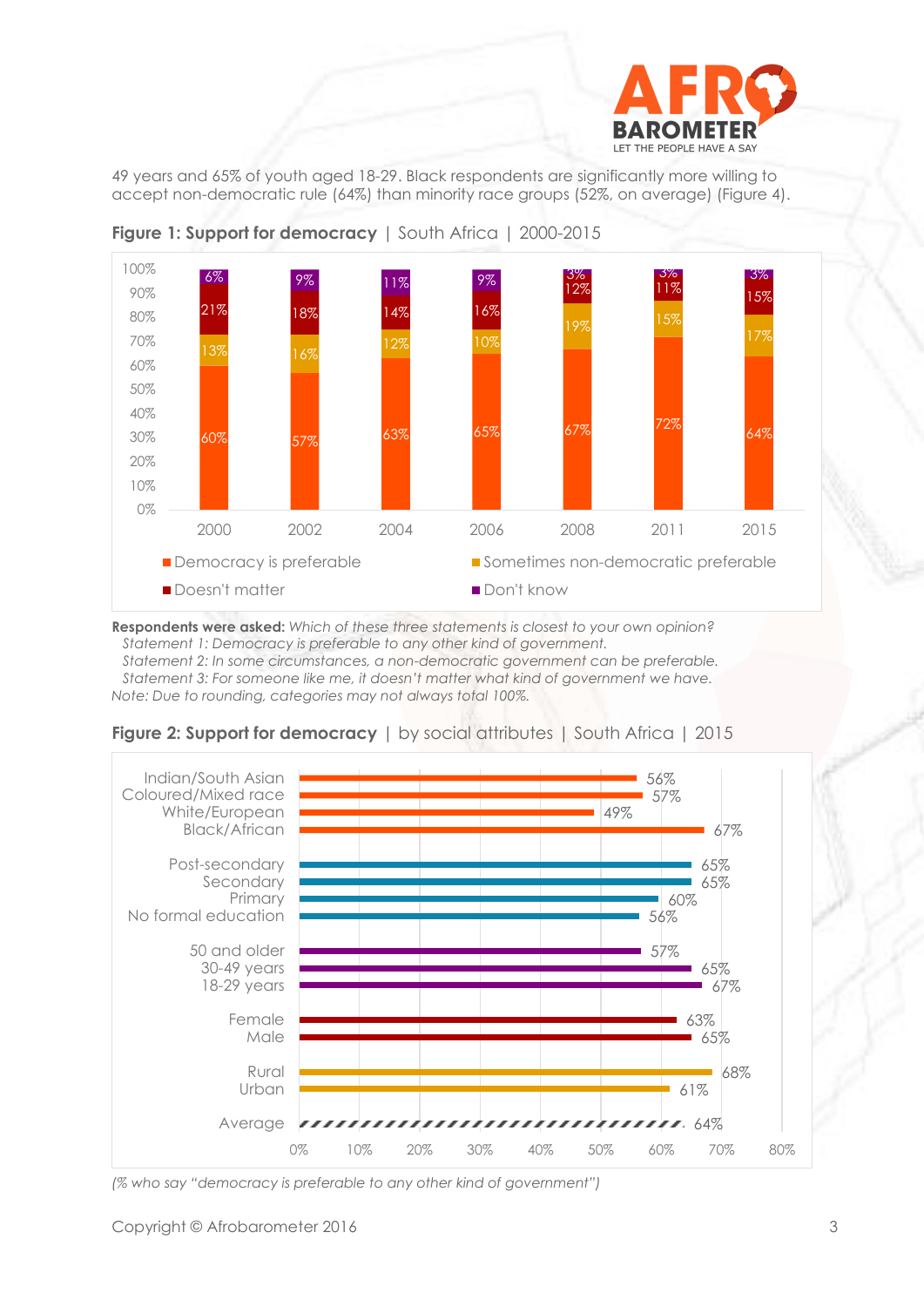49 years and 65% of youth aged 18-29. Black respondents are significantly more willing to accept non-democratic rule (64%) than minority race groups (52%, on average) (Figure 4).

**Figure 1: Support for democracy** | South Africa | 2000-2015

| | 2000 | 2002 | 2004 | 2006 | 2008 | 2011 | 2015 |
|---|---|---|---|---|---|---|---|
| Democracy is preferable | 60% | 57% | 63% | 65% | 67% | 72% | 64% |
| Sometimes non-democratic preferable | 13% | 16% | 12% | 10% | 19% | 15% | 17% |
| Doesn't matter | 21% | 18% | 14% | 16% | 12% | 11% | 15% |
| Don't know | 6% | 9% | 11% | 9% | 3% | 3% | 3% |

**Respondents were asked:** *Which of these three statements is closest to your own opinion?*
*Statement 1: Democracy is preferable to any other kind of government.*
*Statement 2: In some circumstances, a non-democratic government can be preferable.*
*Statement 3: For someone like me, it doesn't matter what kind of government we have.*
*Note: Due to rounding, categories may not always total 100%.*

**Figure 2: Support for democracy** | by social attributes | South Africa | 2015

| Group | % |
|---|---|
| Indian/South Asian | 56% |
| Coloured/Mixed race | 57% |
| White/European | 49% |
| Black/African | 67% |
| Post-secondary | 65% |
| Secondary | 65% |
| Primary | 60% |
| No formal education | 56% |
| 50 and older | 57% |
| 30-49 years | 65% |
| 18-29 years | 67% |
| Female | 63% |
| Male | 65% |
| Rural | 68% |
| Urban | 61% |
| Average | 64% |

*(% who say "democracy is preferable to any other kind of government")*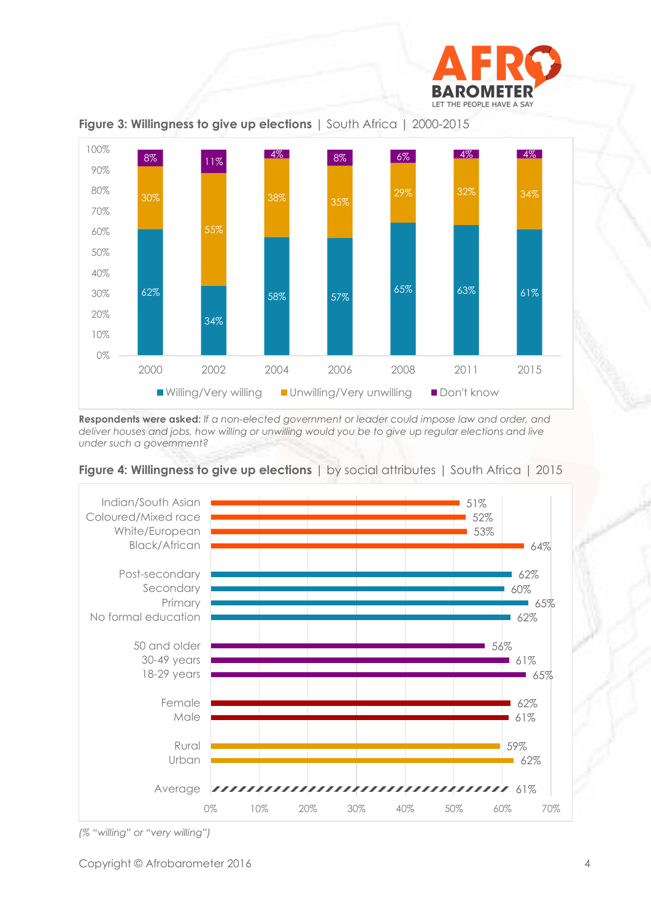**Figure 3: Willingness to give up elections** | South Africa | 2000-2015

| Year | Willing/Very willing | Unwilling/Very unwilling | Don't know |
|---|---|---|---|
| 2000 | 62% | 30% | 8% |
| 2002 | 34% | 55% | 11% |
| 2004 | 58% | 38% | 4% |
| 2006 | 57% | 35% | 8% |
| 2008 | 65% | 29% | 6% |
| 2011 | 63% | 32% | 4% |
| 2015 | 61% | 34% | 4% |

**Respondents were asked:** *If a non-elected government or leader could impose law and order, and deliver houses and jobs, how willing or unwilling would you be to give up regular elections and live under such a government?*

**Figure 4: Willingness to give up elections** | by social attributes | South Africa | 2015

| Group | % |
|---|---|
| Indian/South Asian | 51% |
| Coloured/Mixed race | 52% |
| White/European | 53% |
| Black/African | 64% |
| Post-secondary | 62% |
| Secondary | 60% |
| Primary | 65% |
| No formal education | 62% |
| 50 and older | 56% |
| 30-49 years | 61% |
| 18-29 years | 65% |
| Female | 62% |
| Male | 61% |
| Rural | 59% |
| Urban | 62% |
| Average | 61% |

*(% "willing" or "very willing")*

Copyright © Afrobarometer 2016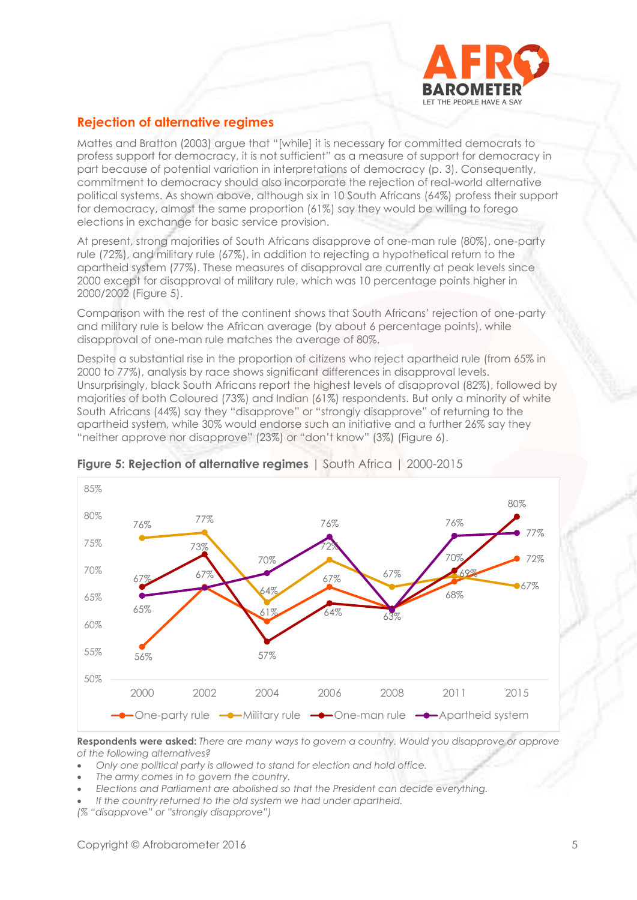## Rejection of alternative regimes

Mattes and Bratton (2003) argue that "[while] it is necessary for committed democrats to profess support for democracy, it is not sufficient" as a measure of support for democracy in part because of potential variation in interpretations of democracy (p. 3). Consequently, commitment to democracy should also incorporate the rejection of real-world alternative political systems. As shown above, although six in 10 South Africans (64%) profess their support for democracy, almost the same proportion (61%) say they would be willing to forego elections in exchange for basic service provision.

At present, strong majorities of South Africans disapprove of one-man rule (80%), one-party rule (72%), and military rule (67%), in addition to rejecting a hypothetical return to the apartheid system (77%). These measures of disapproval are currently at peak levels since 2000 except for disapproval of military rule, which was 10 percentage points higher in 2000/2002 (Figure 5).

Comparison with the rest of the continent shows that South Africans' rejection of one-party and military rule is below the African average (by about 6 percentage points), while disapproval of one-man rule matches the average of 80%.

Despite a substantial rise in the proportion of citizens who reject apartheid rule (from 65% in 2000 to 77%), analysis by race shows significant differences in disapproval levels. Unsurprisingly, black South Africans report the highest levels of disapproval (82%), followed by majorities of both Coloured (73%) and Indian (61%) respondents. But only a minority of white South Africans (44%) say they "disapprove" or "strongly disapprove" of returning to the apartheid system, while 30% would endorse such an initiative and a further 26% say they "neither approve nor disapprove" (23%) or "don't know" (3%) (Figure 6).

**Figure 5: Rejection of alternative regimes** | South Africa | 2000-2015

| | 2000 | 2002 | 2004 | 2006 | 2008 | 2011 | 2015 |
|---|---|---|---|---|---|---|---|
| One-party rule | 56% | 67% | 61% | 67% | 63% | 68% | 72% |
| Military rule | 76% | 77% | 64% | 72% | 67% | 69% | 67% |
| One-man rule | 67% | 73% | 57% | 64% | 63% | 70% | 80% |
| Apartheid system | 65% | 67% | 70% | 76% | 63% | 76% | 77% |

**Respondents were asked:** *There are many ways to govern a country. Would you disapprove or approve of the following alternatives?*

- *Only one political party is allowed to stand for election and hold office.*
- *The army comes in to govern the country.*
- *Elections and Parliament are abolished so that the President can decide everything.*
- *If the country returned to the old system we had under apartheid.*

*(% "disapprove" or "strongly disapprove")*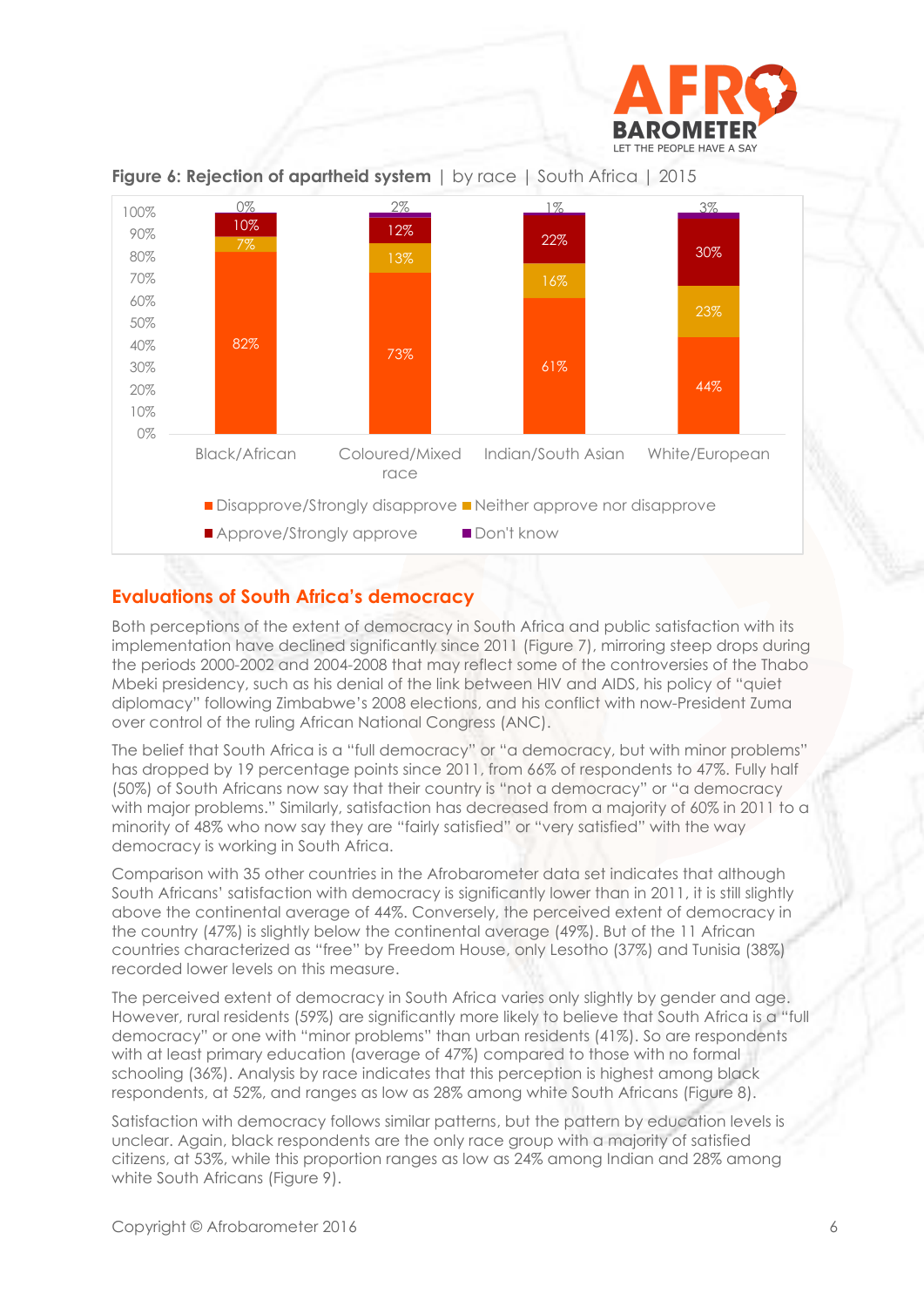**Figure 6: Rejection of apartheid system** | by race | South Africa | 2015

| | Black/African | Coloured/Mixed race | Indian/South Asian | White/European |
|---|---|---|---|---|
| Disapprove/Strongly disapprove | 82% | 73% | 61% | 44% |
| Neither approve nor disapprove | 7% | 13% | 16% | 23% |
| Approve/Strongly approve | 10% | 12% | 22% | 30% |
| Don't know | 0% | 2% | 1% | 3% |

## Evaluations of South Africa's democracy

Both perceptions of the extent of democracy in South Africa and public satisfaction with its implementation have declined significantly since 2011 (Figure 7), mirroring steep drops during the periods 2000-2002 and 2004-2008 that may reflect some of the controversies of the Thabo Mbeki presidency, such as his denial of the link between HIV and AIDS, his policy of "quiet diplomacy" following Zimbabwe's 2008 elections, and his conflict with now-President Zuma over control of the ruling African National Congress (ANC).

The belief that South Africa is a "full democracy" or "a democracy, but with minor problems" has dropped by 19 percentage points since 2011, from 66% of respondents to 47%. Fully half (50%) of South Africans now say that their country is "not a democracy" or "a democracy with major problems." Similarly, satisfaction has decreased from a majority of 60% in 2011 to a minority of 48% who now say they are "fairly satisfied" or "very satisfied" with the way democracy is working in South Africa.

Comparison with 35 other countries in the Afrobarometer data set indicates that although South Africans' satisfaction with democracy is significantly lower than in 2011, it is still slightly above the continental average of 44%. Conversely, the perceived extent of democracy in the country (47%) is slightly below the continental average (49%). But of the 11 African countries characterized as "free" by Freedom House, only Lesotho (37%) and Tunisia (38%) recorded lower levels on this measure.

The perceived extent of democracy in South Africa varies only slightly by gender and age. However, rural residents (59%) are significantly more likely to believe that South Africa is a "full democracy" or one with "minor problems" than urban residents (41%). So are respondents with at least primary education (average of 47%) compared to those with no formal schooling (36%). Analysis by race indicates that this perception is highest among black respondents, at 52%, and ranges as low as 28% among white South Africans (Figure 8).

Satisfaction with democracy follows similar patterns, but the pattern by education levels is unclear. Again, black respondents are the only race group with a majority of satisfied citizens, at 53%, while this proportion ranges as low as 24% among Indian and 28% among white South Africans (Figure 9).

Copyright © Afrobarometer 2016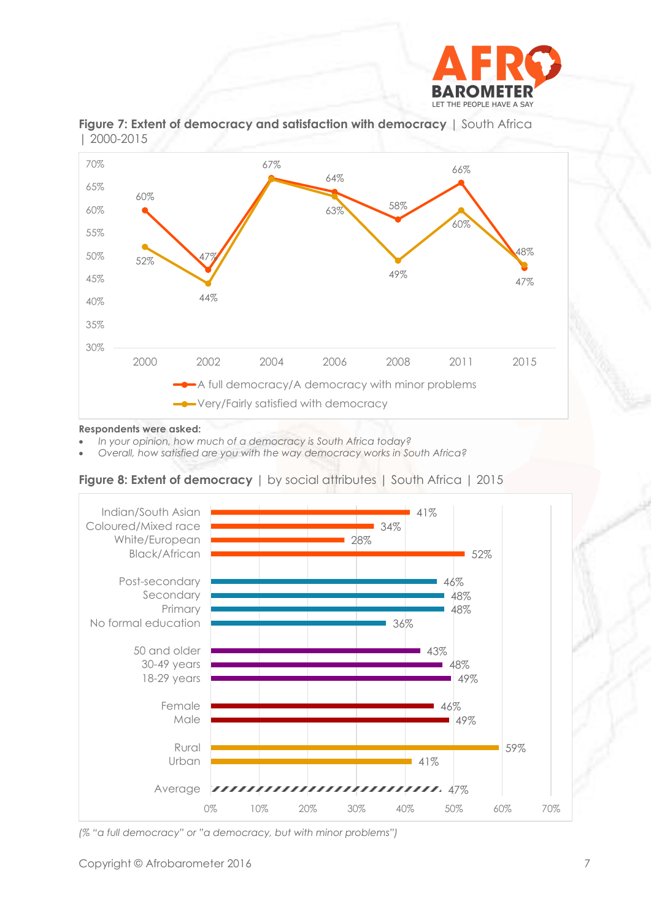**Figure 7: Extent of democracy and satisfaction with democracy** | South Africa | 2000-2015

| Year | A full democracy/A democracy with minor problems | Very/Fairly satisfied with democracy |
|---|---|---|
| 2000 | 60% | 52% |
| 2002 | 47% | 44% |
| 2004 | 67% | 67% |
| 2006 | 64% | 63% |
| 2008 | 58% | 49% |
| 2011 | 66% | 60% |
| 2015 | 47% | 48% |

**Respondents were asked:**

- *In your opinion, how much of a democracy is South Africa today?*
- *Overall, how satisfied are you with the way democracy works in South Africa?*

**Figure 8: Extent of democracy** | by social attributes | South Africa | 2015

| Group | % |
|---|---|
| Indian/South Asian | 41% |
| Coloured/Mixed race | 34% |
| White/European | 28% |
| Black/African | 52% |
| Post-secondary | 46% |
| Secondary | 48% |
| Primary | 48% |
| No formal education | 36% |
| 50 and older | 43% |
| 30-49 years | 48% |
| 18-29 years | 49% |
| Female | 46% |
| Male | 49% |
| Rural | 59% |
| Urban | 41% |
| Average | 47% |

*(% "a full democracy" or "a democracy, but with minor problems")*

Copyright © Afrobarometer 2016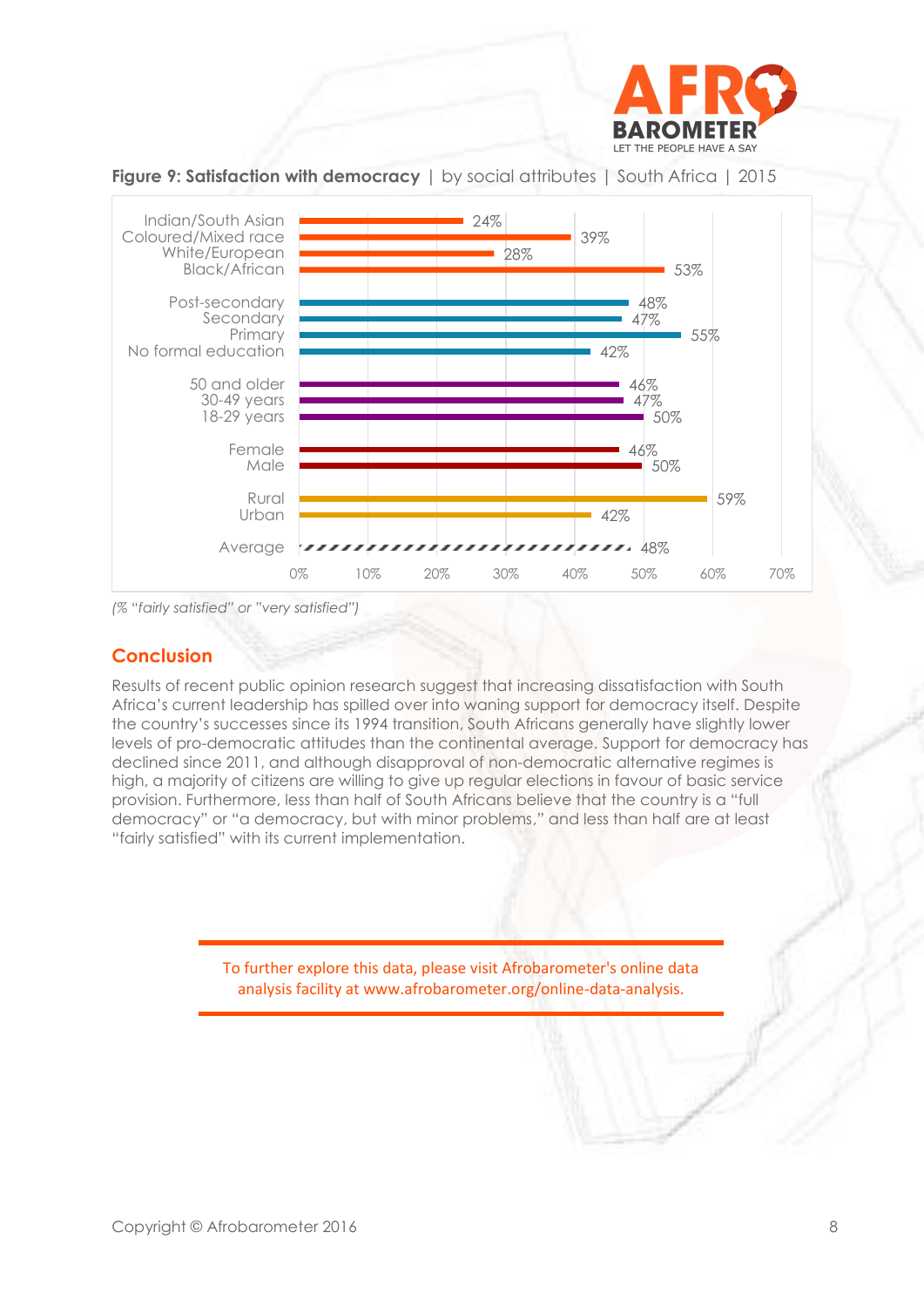**Figure 9: Satisfaction with democracy** | by social attributes | South Africa | 2015

| Category | % |
|---|---|
| Indian/South Asian | 24% |
| Coloured/Mixed race | 39% |
| White/European | 28% |
| Black/African | 53% |
| Post-secondary | 48% |
| Secondary | 47% |
| Primary | 55% |
| No formal education | 42% |
| 50 and older | 46% |
| 30-49 years | 47% |
| 18-29 years | 50% |
| Female | 46% |
| Male | 50% |
| Rural | 59% |
| Urban | 42% |
| Average | 48% |

*(% "fairly satisfied" or "very satisfied")*

## Conclusion

Results of recent public opinion research suggest that increasing dissatisfaction with South Africa's current leadership has spilled over into waning support for democracy itself. Despite the country's successes since its 1994 transition, South Africans generally have slightly lower levels of pro-democratic attitudes than the continental average. Support for democracy has declined since 2011, and although disapproval of non-democratic alternative regimes is high, a majority of citizens are willing to give up regular elections in favour of basic service provision. Furthermore, less than half of South Africans believe that the country is a "full democracy" or "a democracy, but with minor problems," and less than half are at least "fairly satisfied" with its current implementation.

To further explore this data, please visit Afrobarometer's online data analysis facility at www.afrobarometer.org/online-data-analysis.

Copyright © Afrobarometer 2016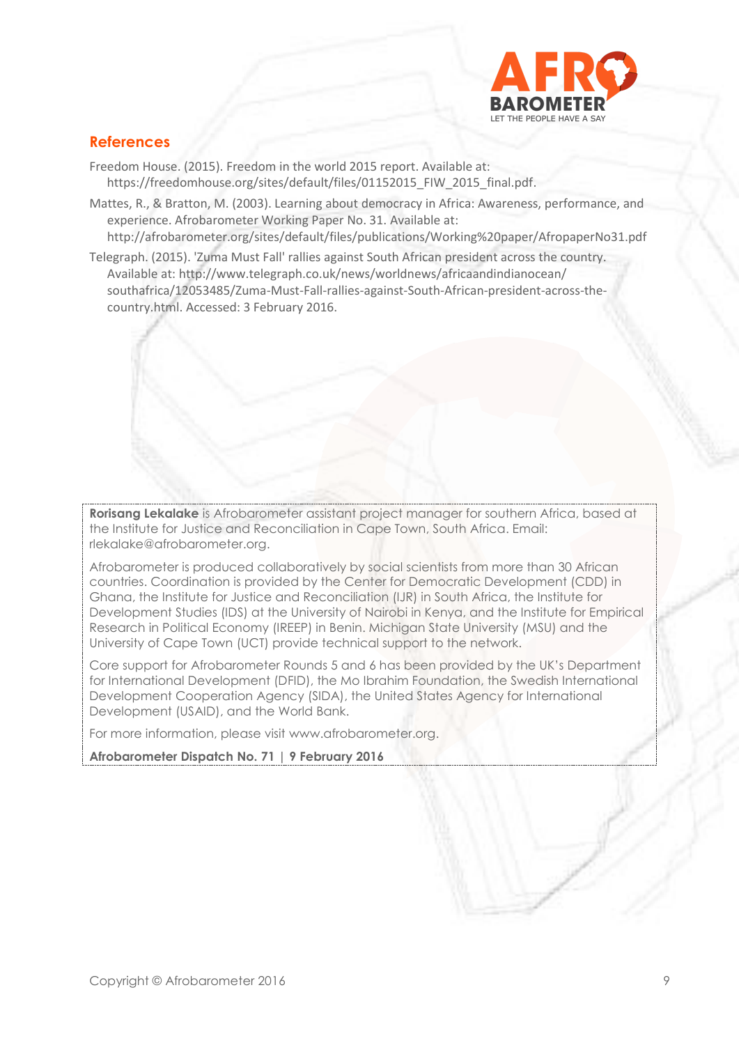## References

Freedom House. (2015). Freedom in the world 2015 report. Available at: https://freedomhouse.org/sites/default/files/01152015_FIW_2015_final.pdf.

Mattes, R., & Bratton, M. (2003). Learning about democracy in Africa: Awareness, performance, and experience. Afrobarometer Working Paper No. 31. Available at: http://afrobarometer.org/sites/default/files/publications/Working%20paper/AfropaperNo31.pdf

Telegraph. (2015). 'Zuma Must Fall' rallies against South African president across the country. Available at: http://www.telegraph.co.uk/news/worldnews/africaandindianocean/southafrica/12053485/Zuma-Must-Fall-rallies-against-South-African-president-across-the-country.html. Accessed: 3 February 2016.

**Rorisang Lekalake** is Afrobarometer assistant project manager for southern Africa, based at the Institute for Justice and Reconciliation in Cape Town, South Africa. Email: rlekalake@afrobarometer.org.

Afrobarometer is produced collaboratively by social scientists from more than 30 African countries. Coordination is provided by the Center for Democratic Development (CDD) in Ghana, the Institute for Justice and Reconciliation (IJR) in South Africa, the Institute for Development Studies (IDS) at the University of Nairobi in Kenya, and the Institute for Empirical Research in Political Economy (IREEP) in Benin. Michigan State University (MSU) and the University of Cape Town (UCT) provide technical support to the network.

Core support for Afrobarometer Rounds 5 and 6 has been provided by the UK's Department for International Development (DFID), the Mo Ibrahim Foundation, the Swedish International Development Cooperation Agency (SIDA), the United States Agency for International Development (USAID), and the World Bank.

For more information, please visit www.afrobarometer.org.

**Afrobarometer Dispatch No. 71 | 9 February 2016**